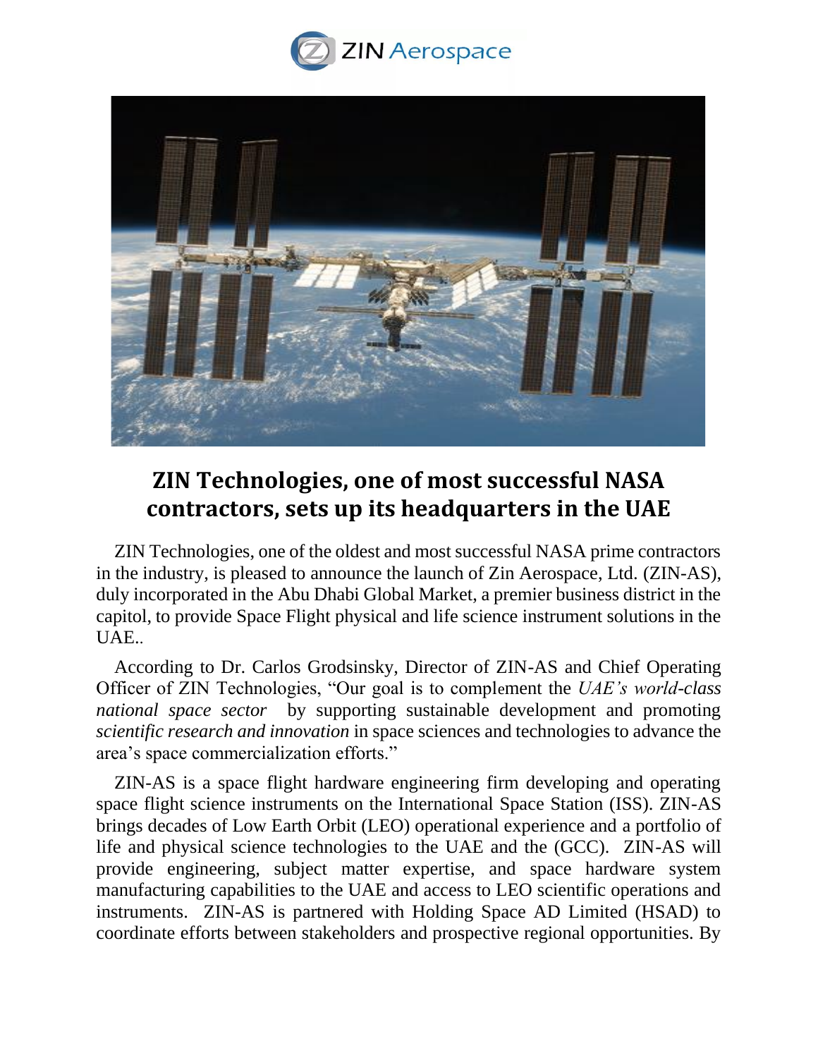ZIN Aerospace

# ZIN Technologies, one of most successful NASA contractors, sets up its headquarters in the UAE

ZIN Technologies, one of the oldest and most successful NASA prime contractors in the industry, is pleased to announce the launch of Zin Aerospace, Ltd. (ZIN-AS), duly incorporated in the Abu Dhabi Global Market, a premier business district in the capitol, to provide Space Flight physical and life science instrument solutions in the UAE..

According to Dr. Carlos Grodsinsky, Director of ZIN-AS and Chief Operating Officer of ZIN Technologies, "Our goal is to complement the *UAE's world-class national space sector* by supporting sustainable development and promoting *scientific research and innovation* in space sciences and technologies to advance the area's space commercialization efforts."

ZIN-AS is a space flight hardware engineering firm developing and operating space flight science instruments on the International Space Station (ISS). ZIN-AS brings decades of Low Earth Orbit (LEO) operational experience and a portfolio of life and physical science technologies to the UAE and the (GCC). ZIN-AS will provide engineering, subject matter expertise, and space hardware system manufacturing capabilities to the UAE and access to LEO scientific operations and instruments. ZIN-AS is partnered with Holding Space AD Limited (HSAD) to coordinate efforts between stakeholders and prospective regional opportunities. By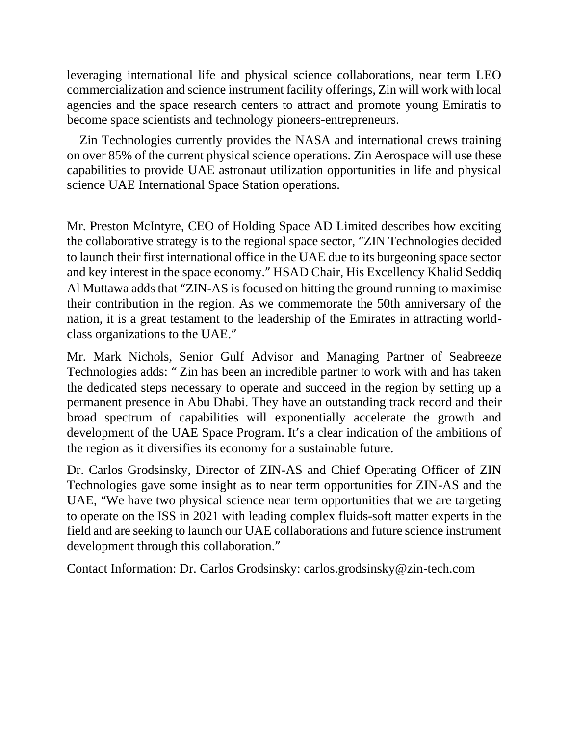leveraging international life and physical science collaborations, near term LEO commercialization and science instrument facility offerings, Zin will work with local agencies and the space research centers to attract and promote young Emiratis to become space scientists and technology pioneers-entrepreneurs.

Zin Technologies currently provides the NASA and international crews training on over 85% of the current physical science operations. Zin Aerospace will use these capabilities to provide UAE astronaut utilization opportunities in life and physical science UAE International Space Station operations.

Mr. Preston McIntyre, CEO of Holding Space AD Limited describes how exciting the collaborative strategy is to the regional space sector, "ZIN Technologies decided to launch their first international office in the UAE due to its burgeoning space sector and key interest in the space economy." HSAD Chair, His Excellency Khalid Seddiq Al Muttawa adds that "ZIN-AS is focused on hitting the ground running to maximise their contribution in the region. As we commemorate the 50th anniversary of the nation, it is a great testament to the leadership of the Emirates in attracting world-class organizations to the UAE."

Mr. Mark Nichols, Senior Gulf Advisor and Managing Partner of Seabreeze Technologies adds: " Zin has been an incredible partner to work with and has taken the dedicated steps necessary to operate and succeed in the region by setting up a permanent presence in Abu Dhabi. They have an outstanding track record and their broad spectrum of capabilities will exponentially accelerate the growth and development of the UAE Space Program. It's a clear indication of the ambitions of the region as it diversifies its economy for a sustainable future.

Dr. Carlos Grodsinsky, Director of ZIN-AS and Chief Operating Officer of ZIN Technologies gave some insight as to near term opportunities for ZIN-AS and the UAE, "We have two physical science near term opportunities that we are targeting to operate on the ISS in 2021 with leading complex fluids-soft matter experts in the field and are seeking to launch our UAE collaborations and future science instrument development through this collaboration."

Contact Information: Dr. Carlos Grodsinsky: carlos.grodsinsky@zin-tech.com